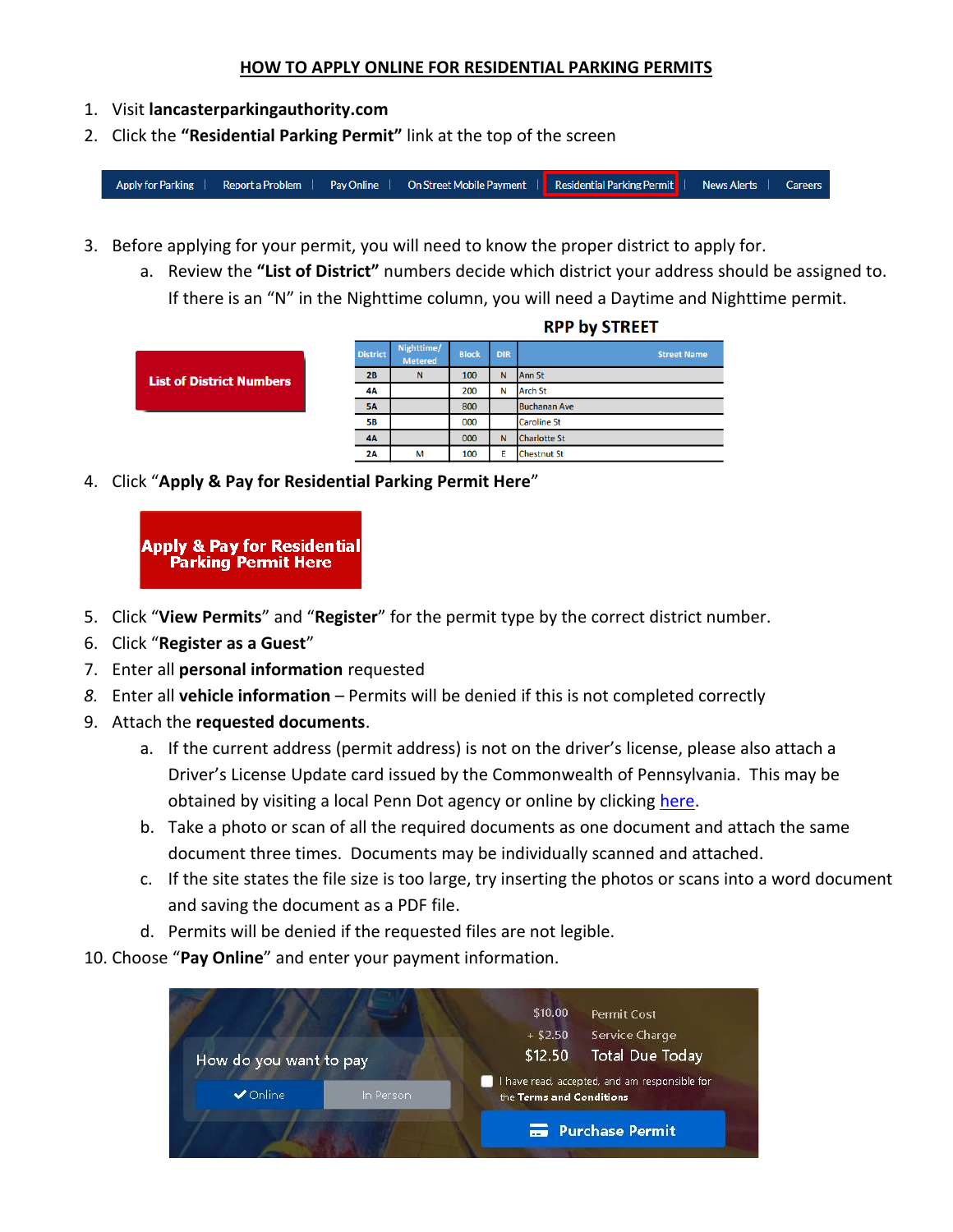# HOW TO APPLY ONLINE FOR RESIDENTIAL PARKING PERMITS

1. Visit **lancasterparkingauthority.com**
2. Click the **"Residential Parking Permit"** link at the top of the screen

Apply for Parking | Report a Problem | Pay Online | On Street Mobile Payment | Residential Parking Permit | News Alerts | Careers

3. Before applying for your permit, you will need to know the proper district to apply for.
   a. Review the **"List of District"** numbers decide which district your address should be assigned to. If there is an "N" in the Nighttime column, you will need a Daytime and Nighttime permit.

List of District Numbers

**RPP by STREET**

| District | Nighttime/ Metered | Block | DIR | Street Name |
|---|---|---|---|---|
| 2B | N | 100 | N | Ann St |
| 4A | | 200 | N | Arch St |
| 5A | | 800 | | Buchanan Ave |
| 5B | | 000 | | Caroline St |
| 4A | | 000 | N | Charlotte St |
| 2A | M | 100 | E | Chestnut St |

4. Click "**Apply & Pay for Residential Parking Permit Here**"

Apply & Pay for Residential Parking Permit Here

5. Click "**View Permits**" and "**Register**" for the permit type by the correct district number.
6. Click "**Register as a Guest**"
7. Enter all **personal information** requested
8. Enter all **vehicle information** – Permits will be denied if this is not completed correctly
9. Attach the **requested documents**.
   a. If the current address (permit address) is not on the driver's license, please also attach a Driver's License Update card issued by the Commonwealth of Pennsylvania. This may be obtained by visiting a local Penn Dot agency or online by clicking here.
   b. Take a photo or scan of all the required documents as one document and attach the same document three times. Documents may be individually scanned and attached.
   c. If the site states the file size is too large, try inserting the photos or scans into a word document and saving the document as a PDF file.
   d. Permits will be denied if the requested files are not legible.
10. Choose "**Pay Online**" and enter your payment information.

How do you want to pay: Online | In Person

$10.00 Permit Cost
+ $2.50 Service Charge
$12.50 Total Due Today

I have read, accepted, and am responsible for the Terms and Conditions

Purchase Permit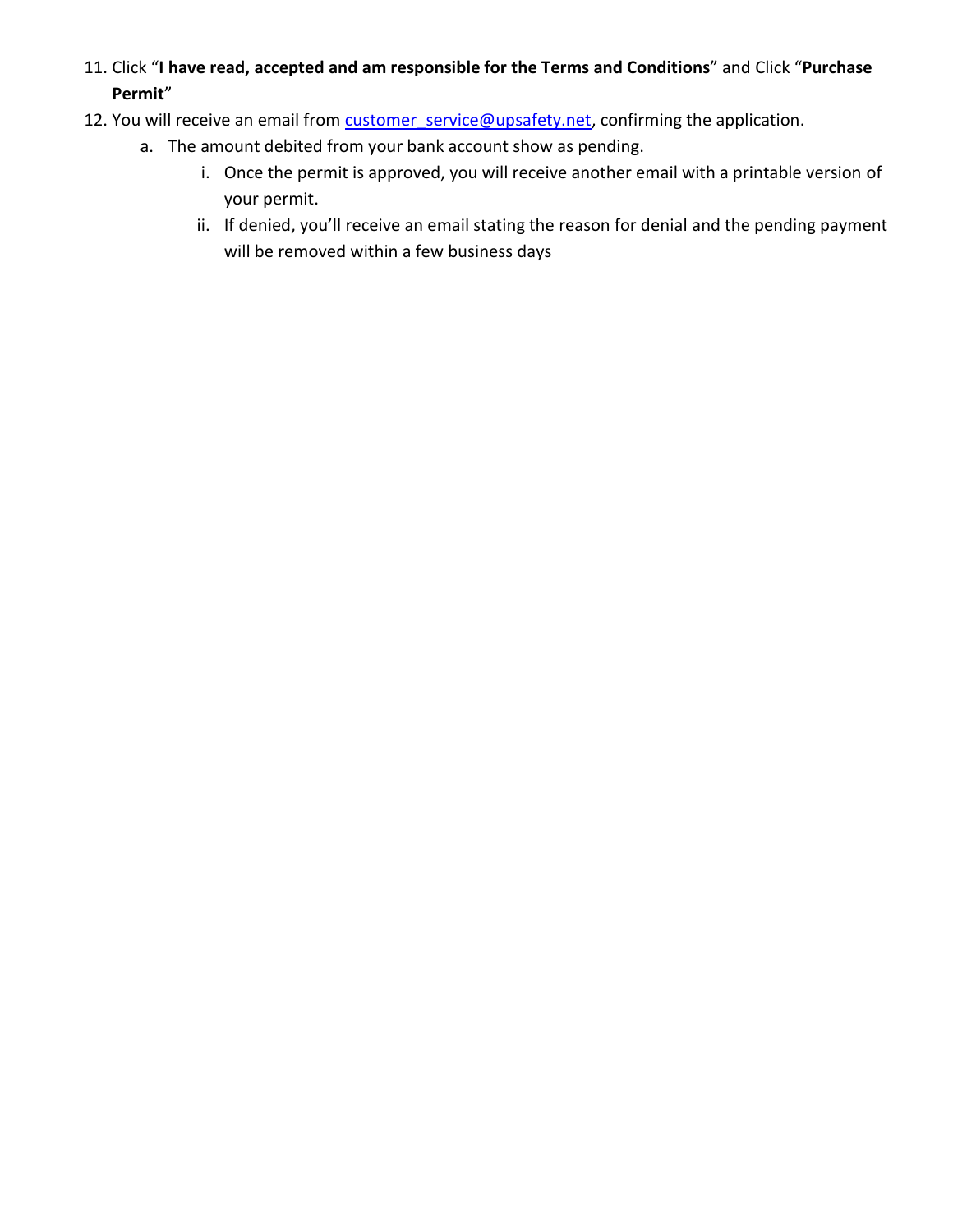11. Click "**I have read, accepted and am responsible for the Terms and Conditions**" and Click "**Purchase Permit**"
12. You will receive an email from customer_service@upsafety.net, confirming the application.
    a. The amount debited from your bank account show as pending.
        i. Once the permit is approved, you will receive another email with a printable version of your permit.
        ii. If denied, you'll receive an email stating the reason for denial and the pending payment will be removed within a few business days